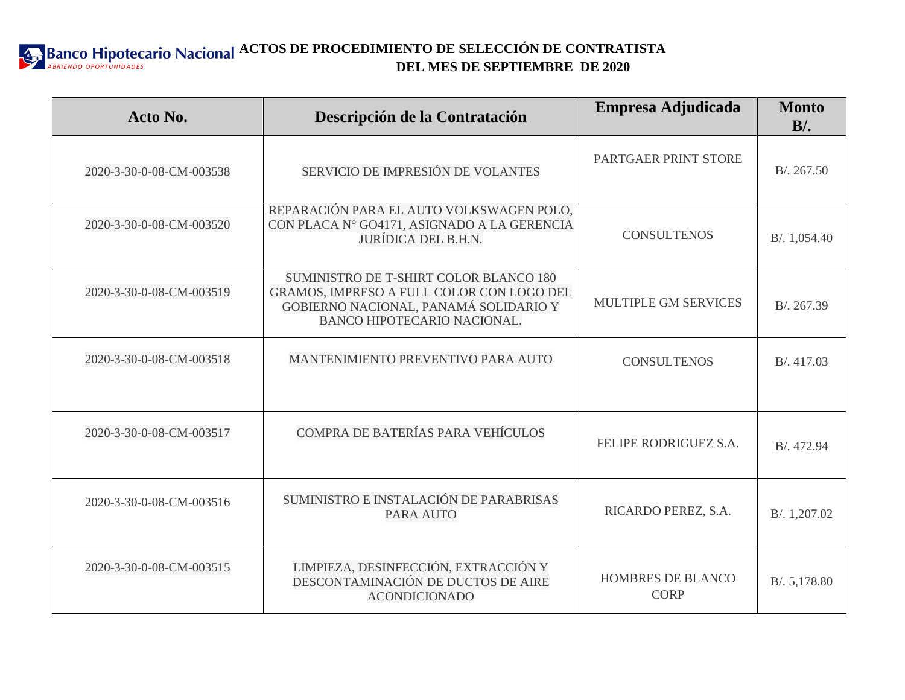Banco Hipotecario Nacional
ABRIENDO OPORTUNIDADES

# ACTOS DE PROCEDIMIENTO DE SELECCIÓN DE CONTRATISTA DEL MES DE SEPTIEMBRE DE 2020

| Acto No. | Descripción de la Contratación | Empresa Adjudicada | Monto B/. |
|---|---|---|---|
| 2020-3-30-0-08-CM-003538 | SERVICIO DE IMPRESIÓN DE VOLANTES | PARTGAER PRINT STORE | B/. 267.50 |
| 2020-3-30-0-08-CM-003520 | REPARACIÓN PARA EL AUTO VOLKSWAGEN POLO, CON PLACA N° GO4171, ASIGNADO A LA GERENCIA JURÍDICA DEL B.H.N. | CONSULTENOS | B/. 1,054.40 |
| 2020-3-30-0-08-CM-003519 | SUMINISTRO DE T-SHIRT COLOR BLANCO 180 GRAMOS, IMPRESO A FULL COLOR CON LOGO DEL GOBIERNO NACIONAL, PANAMÁ SOLIDARIO Y BANCO HIPOTECARIO NACIONAL. | MULTIPLE GM SERVICES | B/. 267.39 |
| 2020-3-30-0-08-CM-003518 | MANTENIMIENTO PREVENTIVO PARA AUTO | CONSULTENOS | B/. 417.03 |
| 2020-3-30-0-08-CM-003517 | COMPRA DE BATERÍAS PARA VEHÍCULOS | FELIPE RODRIGUEZ S.A. | B/. 472.94 |
| 2020-3-30-0-08-CM-003516 | SUMINISTRO E INSTALACIÓN DE PARABRISAS PARA AUTO | RICARDO PEREZ, S.A. | B/. 1,207.02 |
| 2020-3-30-0-08-CM-003515 | LIMPIEZA, DESINFECCIÓN, EXTRACCIÓN Y DESCONTAMINACIÓN DE DUCTOS DE AIRE ACONDICIONADO | HOMBRES DE BLANCO CORP | B/. 5,178.80 |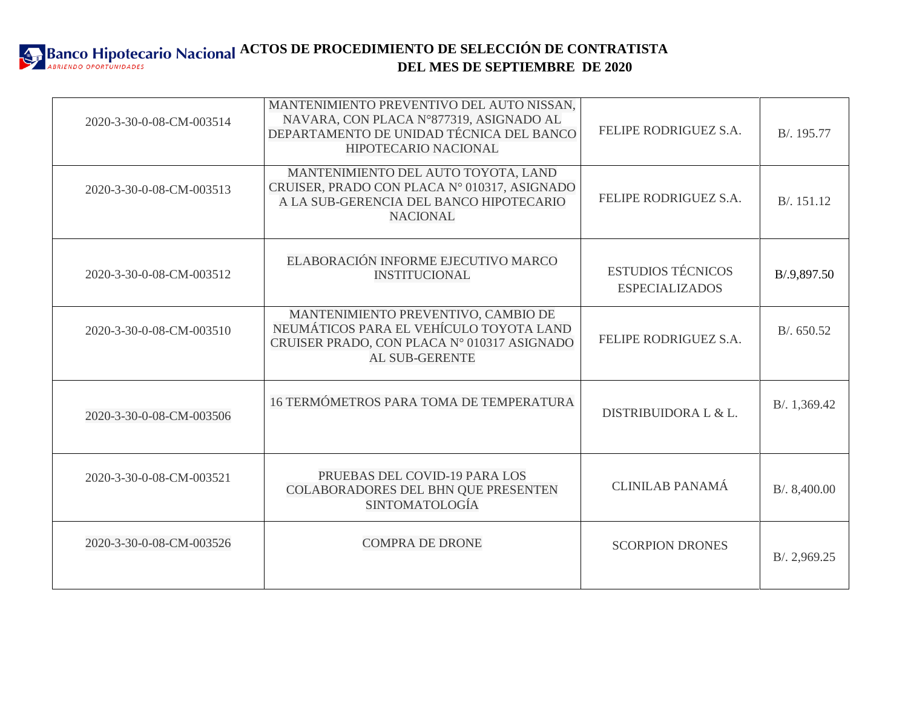Banco Hipotecario Nacional
ABRIENDO OPORTUNIDADES

# ACTOS DE PROCEDIMIENTO DE SELECCIÓN DE CONTRATISTA DEL MES DE SEPTIEMBRE DE 2020

| | | | |
|---|---|---|---|
| 2020-3-30-0-08-CM-003514 | MANTENIMIENTO PREVENTIVO DEL AUTO NISSAN, NAVARA, CON PLACA N°877319, ASIGNADO AL DEPARTAMENTO DE UNIDAD TÉCNICA DEL BANCO HIPOTECARIO NACIONAL | FELIPE RODRIGUEZ S.A. | B/. 195.77 |
| 2020-3-30-0-08-CM-003513 | MANTENIMIENTO DEL AUTO TOYOTA, LAND CRUISER, PRADO CON PLACA N° 010317, ASIGNADO A LA SUB-GERENCIA DEL BANCO HIPOTECARIO NACIONAL | FELIPE RODRIGUEZ S.A. | B/. 151.12 |
| 2020-3-30-0-08-CM-003512 | ELABORACIÓN INFORME EJECUTIVO MARCO INSTITUCIONAL | ESTUDIOS TÉCNICOS ESPECIALIZADOS | B/.9,897.50 |
| 2020-3-30-0-08-CM-003510 | MANTENIMIENTO PREVENTIVO, CAMBIO DE NEUMÁTICOS PARA EL VEHÍCULO TOYOTA LAND CRUISER PRADO, CON PLACA N° 010317 ASIGNADO AL SUB-GERENTE | FELIPE RODRIGUEZ S.A. | B/. 650.52 |
| 2020-3-30-0-08-CM-003506 | 16 TERMÓMETROS PARA TOMA DE TEMPERATURA | DISTRIBUIDORA L & L. | B/. 1,369.42 |
| 2020-3-30-0-08-CM-003521 | PRUEBAS DEL COVID-19 PARA LOS COLABORADORES DEL BHN QUE PRESENTEN SINTOMATOLOGÍA | CLINILAB PANAMÁ | B/. 8,400.00 |
| 2020-3-30-0-08-CM-003526 | COMPRA DE DRONE | SCORPION DRONES | B/. 2,969.25 |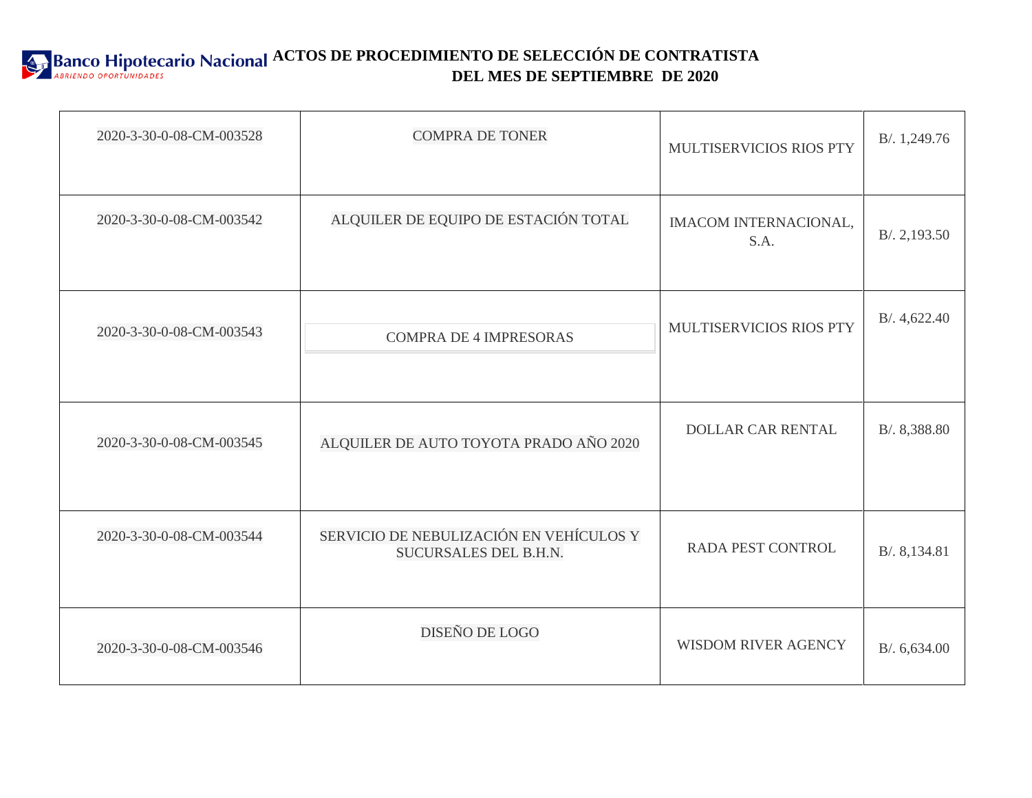Banco Hipotecario Nacional — ABRIENDO OPORTUNIDADES

# ACTOS DE PROCEDIMIENTO DE SELECCIÓN DE CONTRATISTA DEL MES DE SEPTIEMBRE DE 2020

| | | | |
|---|---|---|---|
| 2020-3-30-0-08-CM-003528 | COMPRA DE TONER | MULTISERVICIOS RIOS PTY | B/. 1,249.76 |
| 2020-3-30-0-08-CM-003542 | ALQUILER DE EQUIPO DE ESTACIÓN TOTAL | IMACOM INTERNACIONAL, S.A. | B/. 2,193.50 |
| 2020-3-30-0-08-CM-003543 | COMPRA DE 4 IMPRESORAS | MULTISERVICIOS RIOS PTY | B/. 4,622.40 |
| 2020-3-30-0-08-CM-003545 | ALQUILER DE AUTO TOYOTA PRADO AÑO 2020 | DOLLAR CAR RENTAL | B/. 8,388.80 |
| 2020-3-30-0-08-CM-003544 | SERVICIO DE NEBULIZACIÓN EN VEHÍCULOS Y SUCURSALES DEL B.H.N. | RADA PEST CONTROL | B/. 8,134.81 |
| 2020-3-30-0-08-CM-003546 | DISEÑO DE LOGO | WISDOM RIVER AGENCY | B/. 6,634.00 |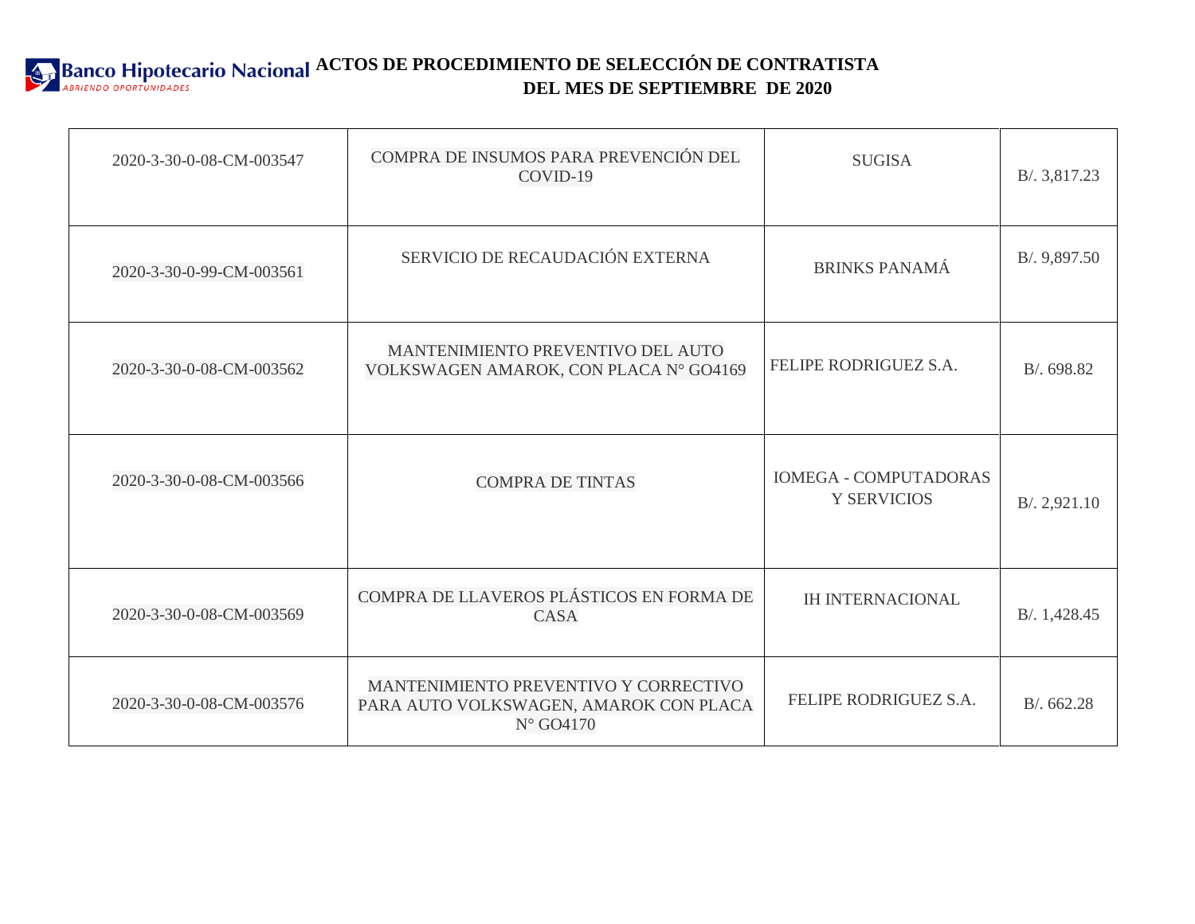# ACTOS DE PROCEDIMIENTO DE SELECCIÓN DE CONTRATISTA DEL MES DE SEPTIEMBRE DE 2020

| | | | |
|---|---|---|---|
| 2020-3-30-0-08-CM-003547 | COMPRA DE INSUMOS PARA PREVENCIÓN DEL COVID-19 | SUGISA | B/. 3,817.23 |
| 2020-3-30-0-99-CM-003561 | SERVICIO DE RECAUDACIÓN EXTERNA | BRINKS PANAMÁ | B/. 9,897.50 |
| 2020-3-30-0-08-CM-003562 | MANTENIMIENTO PREVENTIVO DEL AUTO VOLKSWAGEN AMAROK, CON PLACA N° GO4169 | FELIPE RODRIGUEZ S.A. | B/. 698.82 |
| 2020-3-30-0-08-CM-003566 | COMPRA DE TINTAS | IOMEGA - COMPUTADORAS Y SERVICIOS | B/. 2,921.10 |
| 2020-3-30-0-08-CM-003569 | COMPRA DE LLAVEROS PLÁSTICOS EN FORMA DE CASA | IH INTERNACIONAL | B/. 1,428.45 |
| 2020-3-30-0-08-CM-003576 | MANTENIMIENTO PREVENTIVO Y CORRECTIVO PARA AUTO VOLKSWAGEN, AMAROK CON PLACA N° GO4170 | FELIPE RODRIGUEZ S.A. | B/. 662.28 |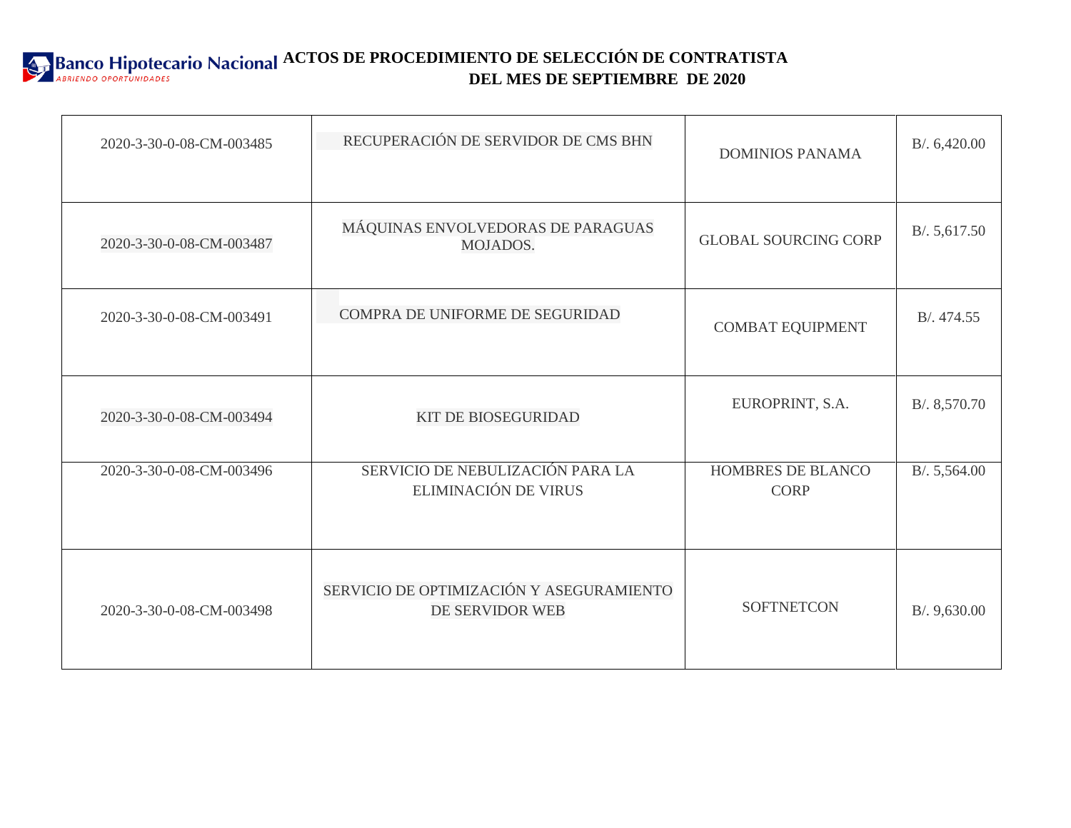**Banco Hipotecario Nacional**
*ABRIENDO OPORTUNIDADES*

# ACTOS DE PROCEDIMIENTO DE SELECCIÓN DE CONTRATISTA DEL MES DE SEPTIEMBRE DE 2020

| | | | |
|---|---|---|---|
| 2020-3-30-0-08-CM-003485 | RECUPERACIÓN DE SERVIDOR DE CMS BHN | DOMINIOS PANAMA | B/. 6,420.00 |
| 2020-3-30-0-08-CM-003487 | MÁQUINAS ENVOLVEDORAS DE PARAGUAS MOJADOS. | GLOBAL SOURCING CORP | B/. 5,617.50 |
| 2020-3-30-0-08-CM-003491 | COMPRA DE UNIFORME DE SEGURIDAD | COMBAT EQUIPMENT | B/. 474.55 |
| 2020-3-30-0-08-CM-003494 | KIT DE BIOSEGURIDAD | EUROPRINT, S.A. | B/. 8,570.70 |
| 2020-3-30-0-08-CM-003496 | SERVICIO DE NEBULIZACIÓN PARA LA ELIMINACIÓN DE VIRUS | HOMBRES DE BLANCO CORP | B/. 5,564.00 |
| 2020-3-30-0-08-CM-003498 | SERVICIO DE OPTIMIZACIÓN Y ASEGURAMIENTO DE SERVIDOR WEB | SOFTNETCON | B/. 9,630.00 |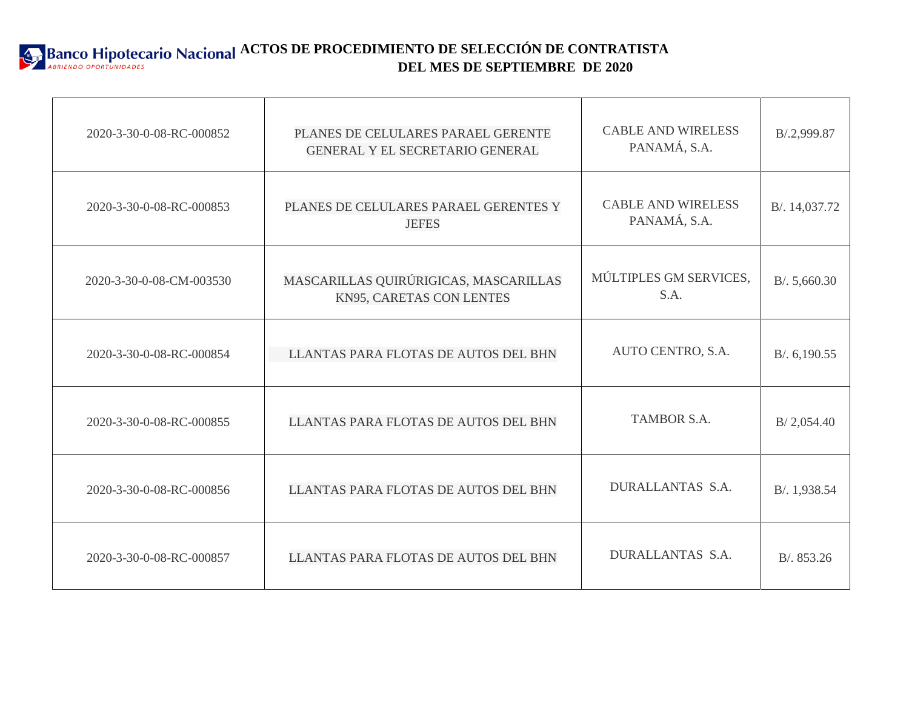Banco Hipotecario Nacional
ABRIENDO OPORTUNIDADES

# ACTOS DE PROCEDIMIENTO DE SELECCIÓN DE CONTRATISTA DEL MES DE SEPTIEMBRE DE 2020

| | | | |
|---|---|---|---|
| 2020-3-30-0-08-RC-000852 | PLANES DE CELULARES PARAEL GERENTE GENERAL Y EL SECRETARIO GENERAL | CABLE AND WIRELESS PANAMÁ, S.A. | B/.2,999.87 |
| 2020-3-30-0-08-RC-000853 | PLANES DE CELULARES PARAEL GERENTES Y JEFES | CABLE AND WIRELESS PANAMÁ, S.A. | B/. 14,037.72 |
| 2020-3-30-0-08-CM-003530 | MASCARILLAS QUIRÚRIGICAS, MASCARILLAS KN95, CARETAS CON LENTES | MÚLTIPLES GM SERVICES, S.A. | B/. 5,660.30 |
| 2020-3-30-0-08-RC-000854 | LLANTAS PARA FLOTAS DE AUTOS DEL BHN | AUTO CENTRO, S.A. | B/. 6,190.55 |
| 2020-3-30-0-08-RC-000855 | LLANTAS PARA FLOTAS DE AUTOS DEL BHN | TAMBOR S.A. | B/ 2,054.40 |
| 2020-3-30-0-08-RC-000856 | LLANTAS PARA FLOTAS DE AUTOS DEL BHN | DURALLANTAS S.A. | B/. 1,938.54 |
| 2020-3-30-0-08-RC-000857 | LLANTAS PARA FLOTAS DE AUTOS DEL BHN | DURALLANTAS S.A. | B/. 853.26 |